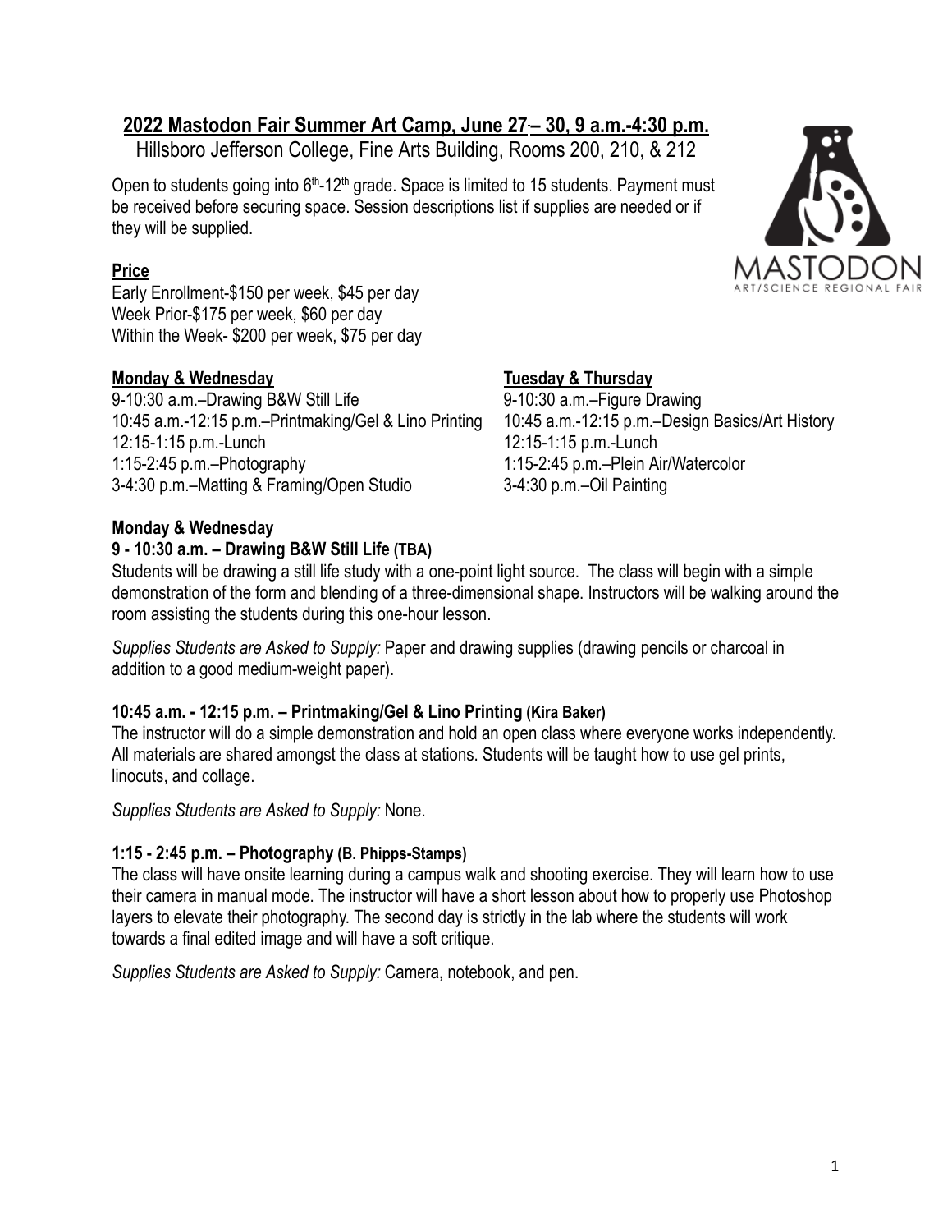## 2022 Mastodon Fair Summer Art Camp, June 27 – 30, 9 a.m.-4:30 p.m.

Hillsboro Jefferson College, Fine Arts Building, Rooms 200, 210, & 212

Open to students going into 6th-12th grade. Space is limited to 15 students. Payment must be received before securing space. Session descriptions list if supplies are needed or if they will be supplied.

MASTODON ART/SCIENCE REGIONAL FAIR

**Price**

Early Enrollment-$150 per week, $45 per day
Week Prior-$175 per week, $60 per day
Within the Week- $200 per week, $75 per day

**Monday & Wednesday**

9-10:30 a.m.–Drawing B&W Still Life
10:45 a.m.-12:15 p.m.–Printmaking/Gel & Lino Printing
12:15-1:15 p.m.-Lunch
1:15-2:45 p.m.–Photography
3-4:30 p.m.–Matting & Framing/Open Studio

**Tuesday & Thursday**

9-10:30 a.m.–Figure Drawing
10:45 a.m.-12:15 p.m.–Design Basics/Art History
12:15-1:15 p.m.-Lunch
1:15-2:45 p.m.–Plein Air/Watercolor
3-4:30 p.m.–Oil Painting

**Monday & Wednesday**

**9 - 10:30 a.m. – Drawing B&W Still Life (TBA)**

Students will be drawing a still life study with a one-point light source. The class will begin with a simple demonstration of the form and blending of a three-dimensional shape. Instructors will be walking around the room assisting the students during this one-hour lesson.

*Supplies Students are Asked to Supply:* Paper and drawing supplies (drawing pencils or charcoal in addition to a good medium-weight paper).

**10:45 a.m. - 12:15 p.m. – Printmaking/Gel & Lino Printing (Kira Baker)**

The instructor will do a simple demonstration and hold an open class where everyone works independently. All materials are shared amongst the class at stations. Students will be taught how to use gel prints, linocuts, and collage.

*Supplies Students are Asked to Supply:* None.

**1:15 - 2:45 p.m. – Photography (B. Phipps-Stamps)**

The class will have onsite learning during a campus walk and shooting exercise. They will learn how to use their camera in manual mode. The instructor will have a short lesson about how to properly use Photoshop layers to elevate their photography. The second day is strictly in the lab where the students will work towards a final edited image and will have a soft critique.

*Supplies Students are Asked to Supply:* Camera, notebook, and pen.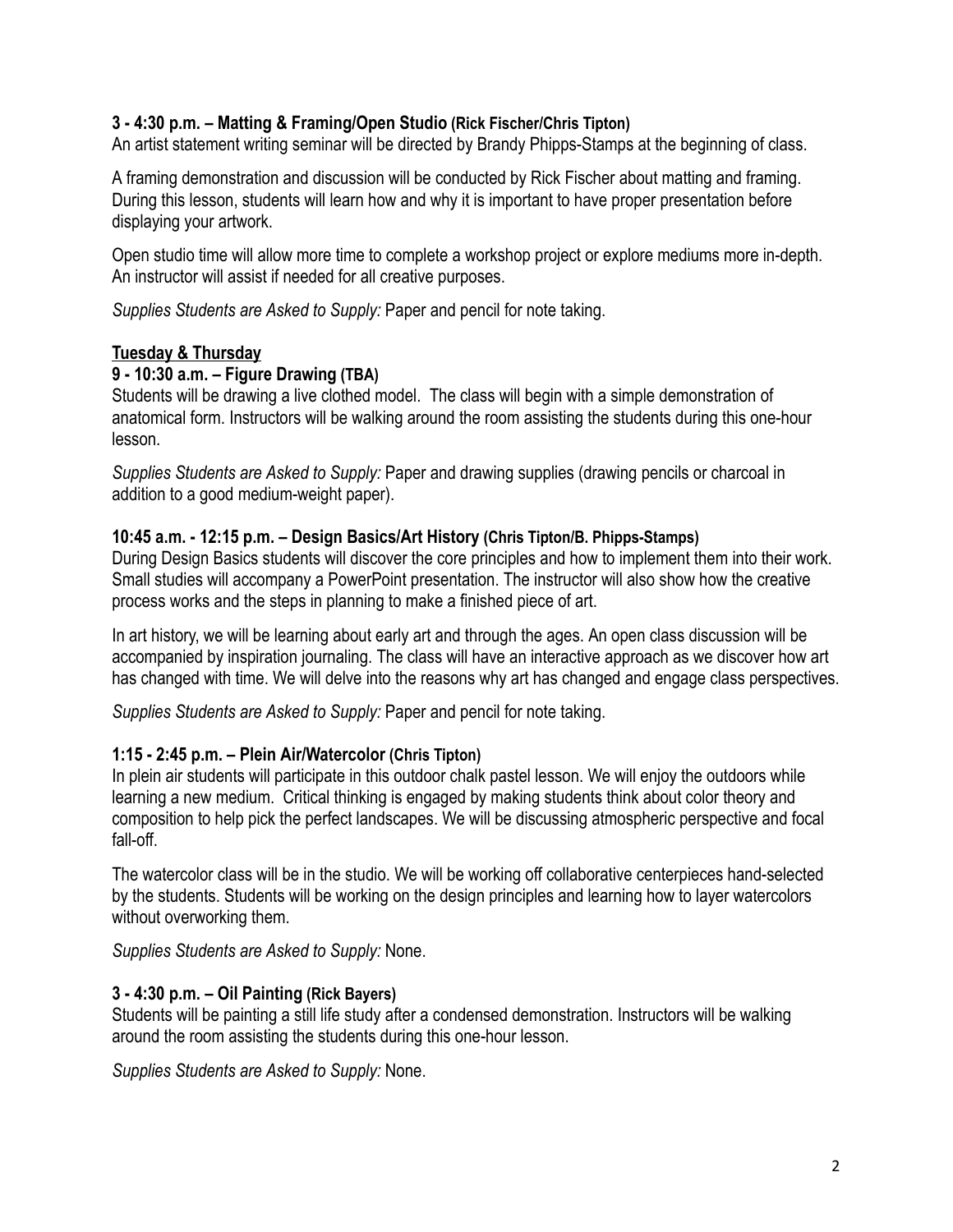### 3 - 4:30 p.m. – Matting & Framing/Open Studio (Rick Fischer/Chris Tipton)

An artist statement writing seminar will be directed by Brandy Phipps-Stamps at the beginning of class.

A framing demonstration and discussion will be conducted by Rick Fischer about matting and framing. During this lesson, students will learn how and why it is important to have proper presentation before displaying your artwork.

Open studio time will allow more time to complete a workshop project or explore mediums more in-depth. An instructor will assist if needed for all creative purposes.

*Supplies Students are Asked to Supply:* Paper and pencil for note taking.

## Tuesday & Thursday

### 9 - 10:30 a.m. – Figure Drawing (TBA)

Students will be drawing a live clothed model. The class will begin with a simple demonstration of anatomical form. Instructors will be walking around the room assisting the students during this one-hour lesson.

*Supplies Students are Asked to Supply:* Paper and drawing supplies (drawing pencils or charcoal in addition to a good medium-weight paper).

### 10:45 a.m. - 12:15 p.m. – Design Basics/Art History (Chris Tipton/B. Phipps-Stamps)

During Design Basics students will discover the core principles and how to implement them into their work. Small studies will accompany a PowerPoint presentation. The instructor will also show how the creative process works and the steps in planning to make a finished piece of art.

In art history, we will be learning about early art and through the ages. An open class discussion will be accompanied by inspiration journaling. The class will have an interactive approach as we discover how art has changed with time. We will delve into the reasons why art has changed and engage class perspectives.

*Supplies Students are Asked to Supply:* Paper and pencil for note taking.

### 1:15 - 2:45 p.m. – Plein Air/Watercolor (Chris Tipton)

In plein air students will participate in this outdoor chalk pastel lesson. We will enjoy the outdoors while learning a new medium. Critical thinking is engaged by making students think about color theory and composition to help pick the perfect landscapes. We will be discussing atmospheric perspective and focal fall-off.

The watercolor class will be in the studio. We will be working off collaborative centerpieces hand-selected by the students. Students will be working on the design principles and learning how to layer watercolors without overworking them.

*Supplies Students are Asked to Supply:* None.

### 3 - 4:30 p.m. – Oil Painting (Rick Bayers)

Students will be painting a still life study after a condensed demonstration. Instructors will be walking around the room assisting the students during this one-hour lesson.

*Supplies Students are Asked to Supply:* None.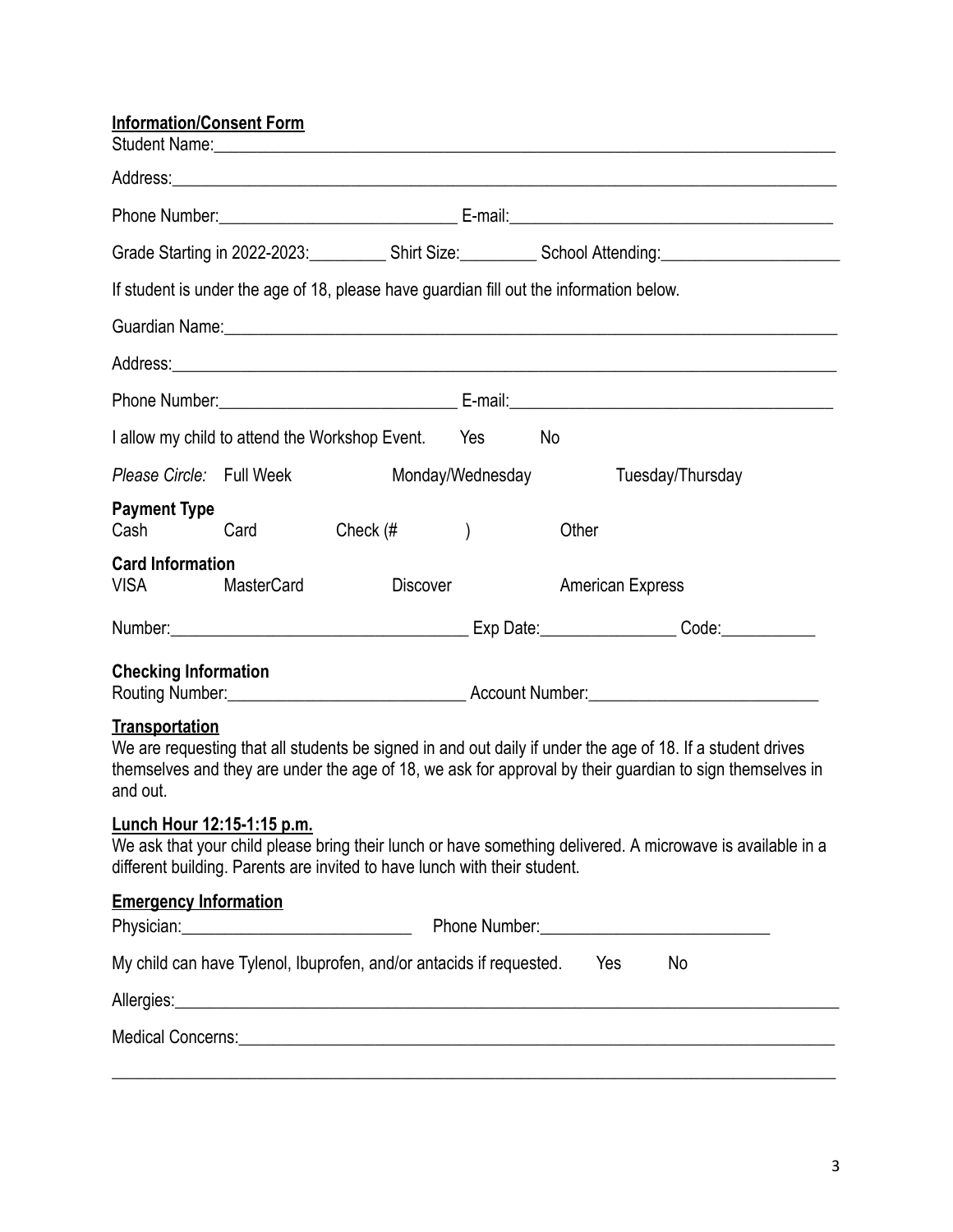**Information/Consent Form**

Student Name:\_\_\_\_\_\_\_\_\_\_\_\_\_\_\_\_\_\_\_\_\_\_\_\_\_\_\_\_\_\_\_\_\_\_\_\_\_\_\_\_\_\_\_\_\_\_\_\_

Address:\_\_\_\_\_\_\_\_\_\_\_\_\_\_\_\_\_\_\_\_\_\_\_\_\_\_\_\_\_\_\_\_\_\_\_\_\_\_\_\_\_\_\_\_\_\_\_\_

Phone Number:\_\_\_\_\_\_\_\_\_\_\_\_\_\_\_\_\_\_\_\_ E-mail:\_\_\_\_\_\_\_\_\_\_\_\_\_\_\_\_\_\_\_\_\_\_\_\_\_\_

Grade Starting in 2022-2023:\_\_\_\_\_\_\_\_ Shirt Size:\_\_\_\_\_\_\_\_ School Attending:\_\_\_\_\_\_\_\_\_\_\_\_\_\_\_\_

If student is under the age of 18, please have guardian fill out the information below.

Guardian Name:\_\_\_\_\_\_\_\_\_\_\_\_\_\_\_\_\_\_\_\_\_\_\_\_\_\_\_\_\_\_\_\_\_\_\_\_\_\_\_\_\_\_\_\_\_\_\_\_

Address:\_\_\_\_\_\_\_\_\_\_\_\_\_\_\_\_\_\_\_\_\_\_\_\_\_\_\_\_\_\_\_\_\_\_\_\_\_\_\_\_\_\_\_\_\_\_\_\_

Phone Number:\_\_\_\_\_\_\_\_\_\_\_\_\_\_\_\_\_\_\_\_ E-mail:\_\_\_\_\_\_\_\_\_\_\_\_\_\_\_\_\_\_\_\_\_\_\_\_\_\_

I allow my child to attend the Workshop Event. Yes No

*Please Circle:* Full Week Monday/Wednesday Tuesday/Thursday

**Payment Type**
Cash Card Check (# ) Other

**Card Information**
VISA MasterCard Discover American Express

Number:\_\_\_\_\_\_\_\_\_\_\_\_\_\_\_\_\_\_\_\_\_\_\_\_\_ Exp Date:\_\_\_\_\_\_\_\_\_\_\_\_ Code:\_\_\_\_\_\_\_\_

**Checking Information**
Routing Number:\_\_\_\_\_\_\_\_\_\_\_\_\_\_\_\_\_\_\_\_ Account Number:\_\_\_\_\_\_\_\_\_\_\_\_\_\_\_\_\_\_\_\_

**Transportation**

We are requesting that all students be signed in and out daily if under the age of 18. If a student drives themselves and they are under the age of 18, we ask for approval by their guardian to sign themselves in and out.

**Lunch Hour 12:15-1:15 p.m.**

We ask that your child please bring their lunch or have something delivered. A microwave is available in a different building. Parents are invited to have lunch with their student.

**Emergency Information**

Physician:\_\_\_\_\_\_\_\_\_\_\_\_\_\_\_\_\_\_\_\_ Phone Number:\_\_\_\_\_\_\_\_\_\_\_\_\_\_\_\_\_\_\_\_

My child can have Tylenol, Ibuprofen, and/or antacids if requested. Yes No

Allergies:\_\_\_\_\_\_\_\_\_\_\_\_\_\_\_\_\_\_\_\_\_\_\_\_\_\_\_\_\_\_\_\_\_\_\_\_\_\_\_\_\_\_\_\_\_\_\_\_

Medical Concerns:\_\_\_\_\_\_\_\_\_\_\_\_\_\_\_\_\_\_\_\_\_\_\_\_\_\_\_\_\_\_\_\_\_\_\_\_\_\_\_\_\_\_

\_\_\_\_\_\_\_\_\_\_\_\_\_\_\_\_\_\_\_\_\_\_\_\_\_\_\_\_\_\_\_\_\_\_\_\_\_\_\_\_\_\_\_\_\_\_\_\_\_\_\_\_\_\_\_\_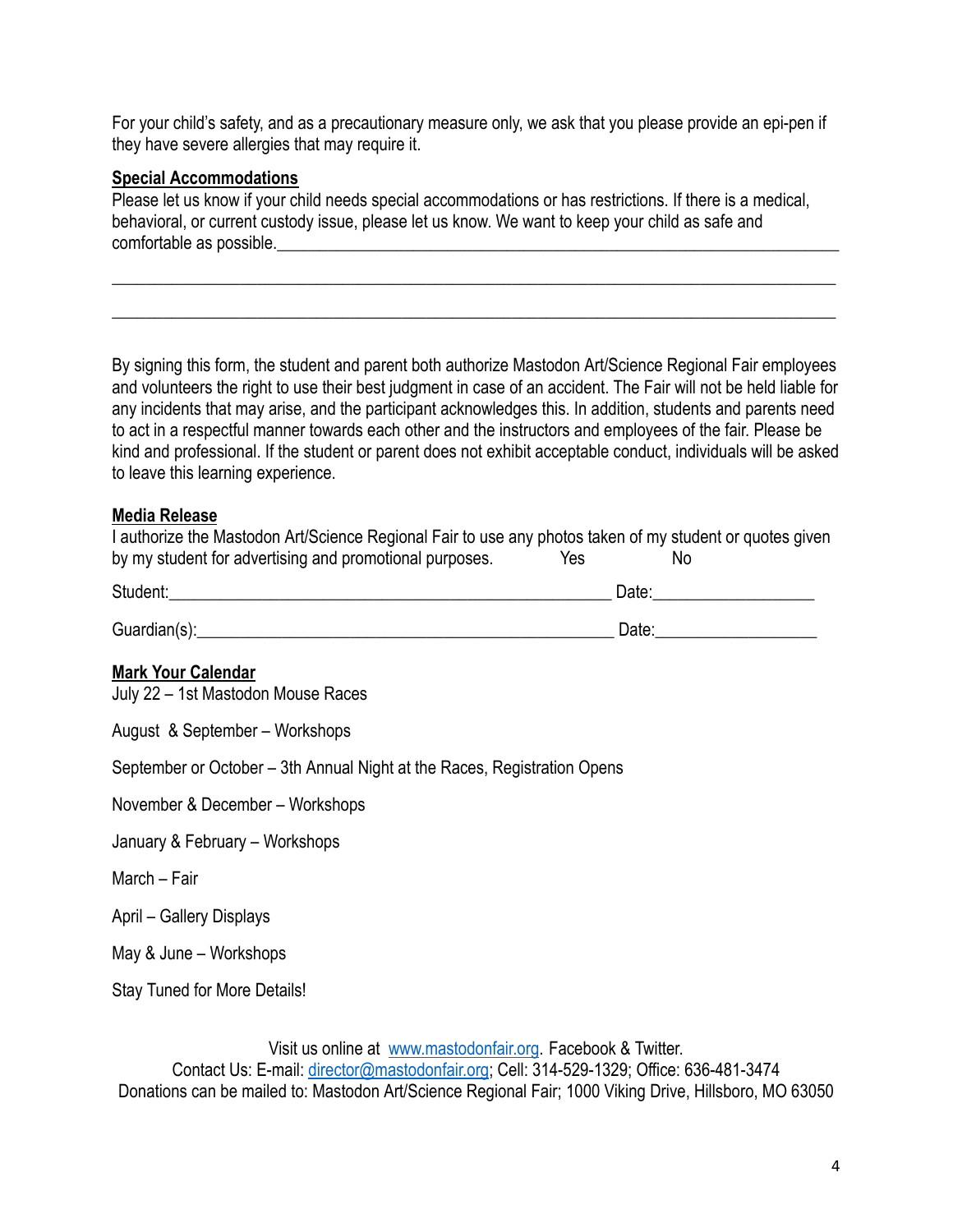For your child's safety, and as a precautionary measure only, we ask that you please provide an epi-pen if they have severe allergies that may require it.

**Special Accommodations**

Please let us know if your child needs special accommodations or has restrictions. If there is a medical, behavioral, or current custody issue, please let us know. We want to keep your child as safe and comfortable as possible.____________________________________________________________________

_____________________________________________________________________________________

_____________________________________________________________________________________

By signing this form, the student and parent both authorize Mastodon Art/Science Regional Fair employees and volunteers the right to use their best judgment in case of an accident. The Fair will not be held liable for any incidents that may arise, and the participant acknowledges this. In addition, students and parents need to act in a respectful manner towards each other and the instructors and employees of the fair. Please be kind and professional. If the student or parent does not exhibit acceptable conduct, individuals will be asked to leave this learning experience.

**Media Release**

I authorize the Mastodon Art/Science Regional Fair to use any photos taken of my student or quotes given by my student for advertising and promotional purposes. Yes No

Student:___________________________________________________ Date:__________________

Guardian(s):________________________________________________ Date:__________________

**Mark Your Calendar**

July 22 – 1st Mastodon Mouse Races

August & September – Workshops

September or October – 3th Annual Night at the Races, Registration Opens

November & December – Workshops

January & February – Workshops

March – Fair

April – Gallery Displays

May & June – Workshops

Stay Tuned for More Details!

Visit us online at www.mastodonfair.org. Facebook & Twitter.
Contact Us: E-mail: director@mastodonfair.org; Cell: 314-529-1329; Office: 636-481-3474
Donations can be mailed to: Mastodon Art/Science Regional Fair; 1000 Viking Drive, Hillsboro, MO 63050